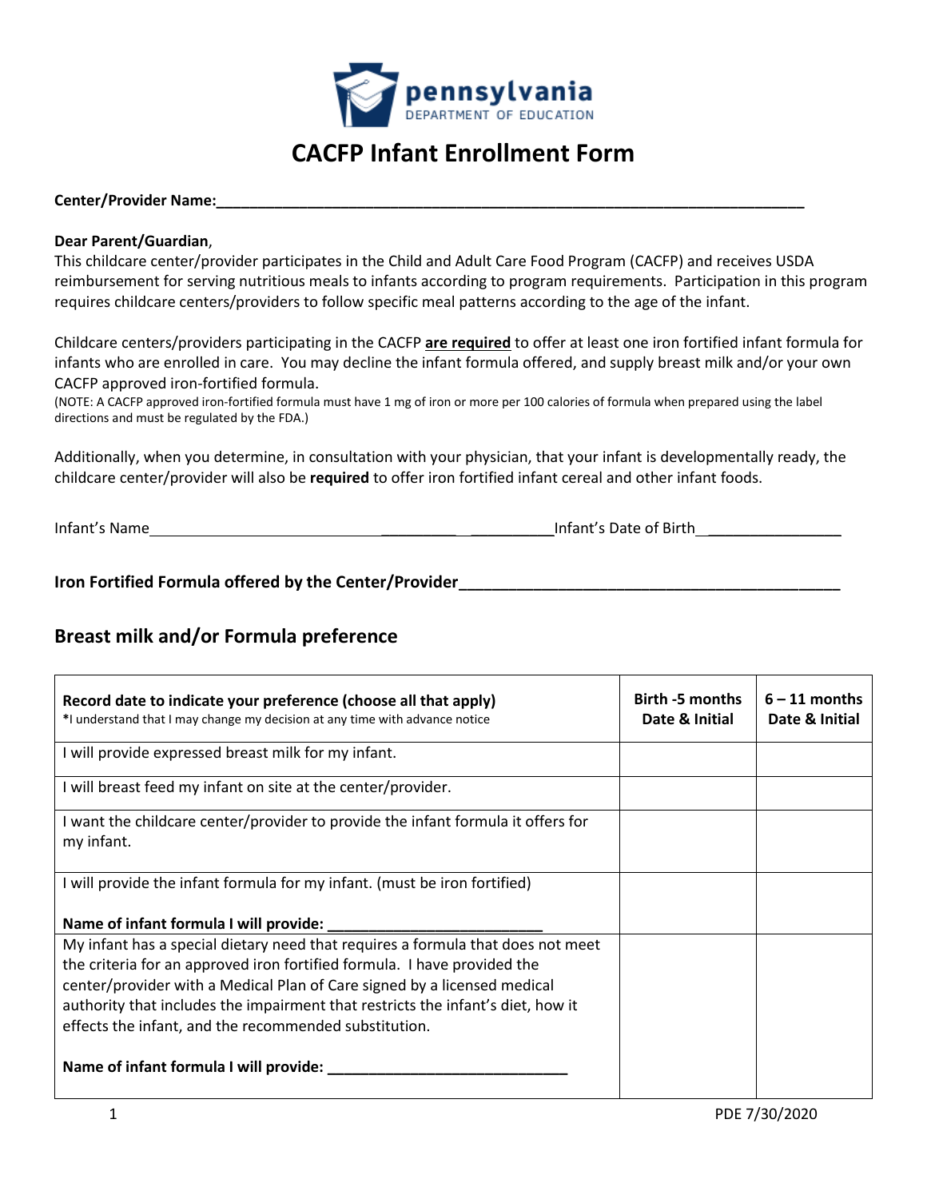# CACFP Infant Enrollment Form

**Center/Provider Name:**\_\_\_\_\_\_\_\_\_\_\_\_\_\_\_\_\_\_\_\_\_\_\_\_\_\_\_\_\_\_\_\_\_\_\_\_\_\_\_\_\_\_\_\_\_\_\_\_\_\_\_\_\_\_\_\_\_\_\_\_

**Dear Parent/Guardian**,

This childcare center/provider participates in the Child and Adult Care Food Program (CACFP) and receives USDA reimbursement for serving nutritious meals to infants according to program requirements. Participation in this program requires childcare centers/providers to follow specific meal patterns according to the age of the infant.

Childcare centers/providers participating in the CACFP **are required** to offer at least one iron fortified infant formula for infants who are enrolled in care. You may decline the infant formula offered, and supply breast milk and/or your own CACFP approved iron-fortified formula.

(NOTE: A CACFP approved iron-fortified formula must have 1 mg of iron or more per 100 calories of formula when prepared using the label directions and must be regulated by the FDA.)

Additionally, when you determine, in consultation with your physician, that your infant is developmentally ready, the childcare center/provider will also be **required** to offer iron fortified infant cereal and other infant foods.

Infant's Name\_\_\_\_\_\_\_\_\_\_\_\_\_\_\_\_\_\_\_\_\_\_\_\_\_\_\_\_\_\_\_\_\_\_\_\_ Infant's Date of Birth\_\_\_\_\_\_\_\_\_\_\_\_\_\_\_\_

**Iron Fortified Formula offered by the Center/Provider**\_\_\_\_\_\_\_\_\_\_\_\_\_\_\_\_\_\_\_\_\_\_\_\_\_\_\_\_\_\_\_\_\_\_\_\_\_\_\_\_

## Breast milk and/or Formula preference

| **Record date to indicate your preference (choose all that apply)**<br>\*I understand that I may change my decision at any time with advance notice | **Birth -5 months Date & Initial** | **6 – 11 months Date & Initial** |
|---|---|---|
| I will provide expressed breast milk for my infant. | | |
| I will breast feed my infant on site at the center/provider. | | |
| I want the childcare center/provider to provide the infant formula it offers for my infant. | | |
| I will provide the infant formula for my infant. (must be iron fortified)<br><br>**Name of infant formula I will provide: \_\_\_\_\_\_\_\_\_\_\_\_\_\_\_\_\_\_\_\_\_\_\_\_** | | |
| My infant has a special dietary need that requires a formula that does not meet the criteria for an approved iron fortified formula. I have provided the center/provider with a Medical Plan of Care signed by a licensed medical authority that includes the impairment that restricts the infant's diet, how it effects the infant, and the recommended substitution.<br><br>**Name of infant formula I will provide: \_\_\_\_\_\_\_\_\_\_\_\_\_\_\_\_\_\_\_\_\_\_\_\_\_\_\_** | | |

PDE 7/30/2020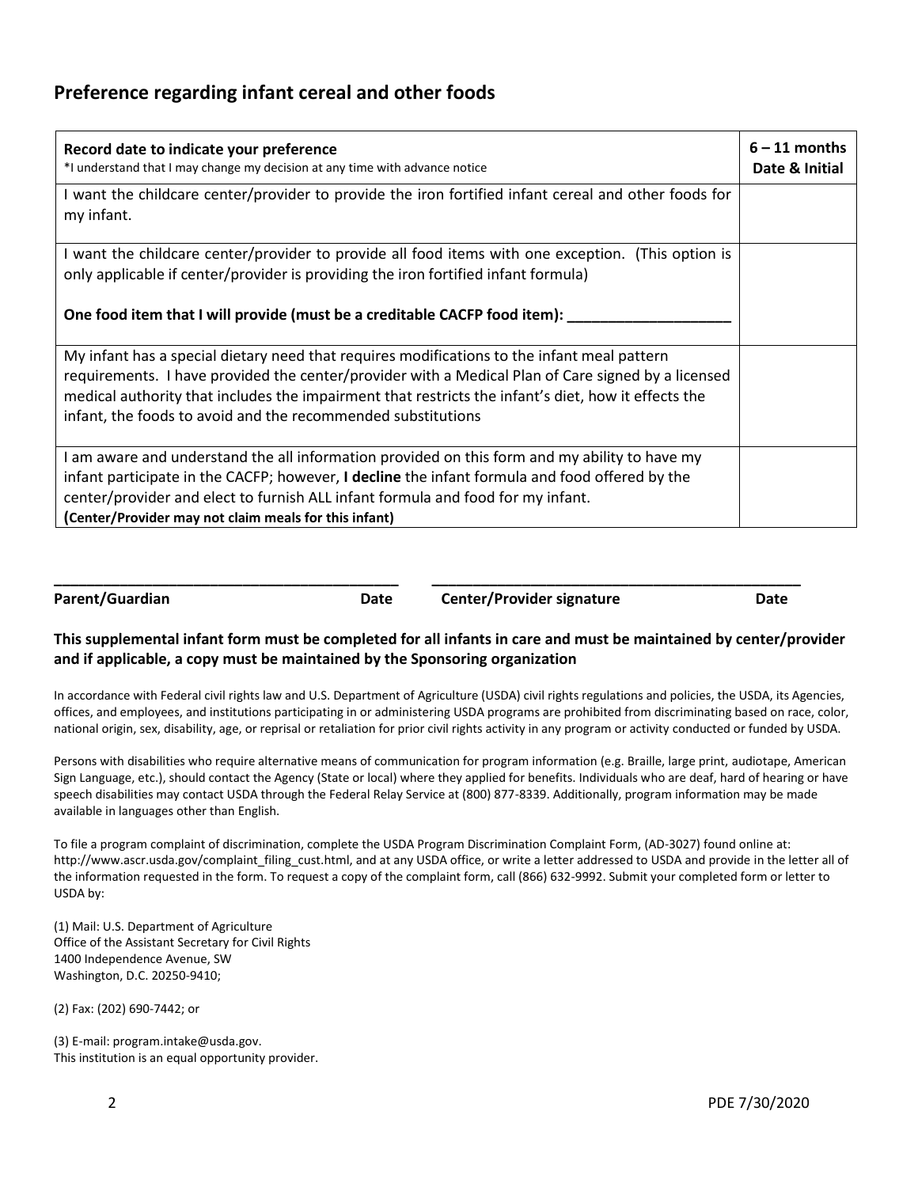## Preference regarding infant cereal and other foods

| **Record date to indicate your preference**<br>*I understand that I may change my decision at any time with advance notice | **6 – 11 months Date & Initial** |
|---|---|
| I want the childcare center/provider to provide the iron fortified infant cereal and other foods for my infant. | |
| I want the childcare center/provider to provide all food items with one exception. (This option is only applicable if center/provider is providing the iron fortified infant formula)<br><br>**One food item that I will provide (must be a creditable CACFP food item): ____________________** | |
| My infant has a special dietary need that requires modifications to the infant meal pattern requirements. I have provided the center/provider with a Medical Plan of Care signed by a licensed medical authority that includes the impairment that restricts the infant's diet, how it effects the infant, the foods to avoid and the recommended substitutions | |
| I am aware and understand the all information provided on this form and my ability to have my infant participate in the CACFP; however, **I decline** the infant formula and food offered by the center/provider and elect to furnish ALL infant formula and food for my infant.<br>**(Center/Provider may not claim meals for this infant)** | |

______________________________________ ______________________________________

**Parent/Guardian Date Center/Provider signature Date**

**This supplemental infant form must be completed for all infants in care and must be maintained by center/provider and if applicable, a copy must be maintained by the Sponsoring organization**

In accordance with Federal civil rights law and U.S. Department of Agriculture (USDA) civil rights regulations and policies, the USDA, its Agencies, offices, and employees, and institutions participating in or administering USDA programs are prohibited from discriminating based on race, color, national origin, sex, disability, age, or reprisal or retaliation for prior civil rights activity in any program or activity conducted or funded by USDA.

Persons with disabilities who require alternative means of communication for program information (e.g. Braille, large print, audiotape, American Sign Language, etc.), should contact the Agency (State or local) where they applied for benefits. Individuals who are deaf, hard of hearing or have speech disabilities may contact USDA through the Federal Relay Service at (800) 877-8339. Additionally, program information may be made available in languages other than English.

To file a program complaint of discrimination, complete the USDA Program Discrimination Complaint Form, (AD-3027) found online at: http://www.ascr.usda.gov/complaint_filing_cust.html, and at any USDA office, or write a letter addressed to USDA and provide in the letter all of the information requested in the form. To request a copy of the complaint form, call (866) 632-9992. Submit your completed form or letter to USDA by:

(1) Mail: U.S. Department of Agriculture
Office of the Assistant Secretary for Civil Rights
1400 Independence Avenue, SW
Washington, D.C. 20250-9410;

(2) Fax: (202) 690-7442; or

(3) E-mail: program.intake@usda.gov.
This institution is an equal opportunity provider.

PDE 7/30/2020